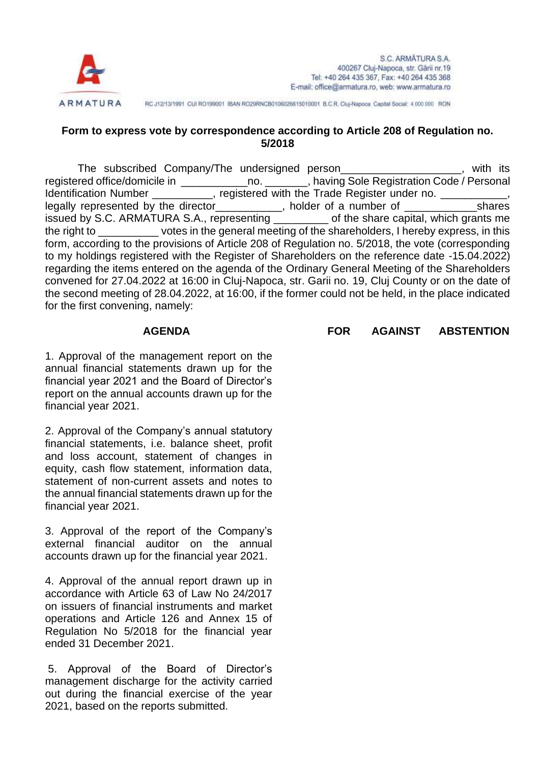S.C. ARMĂTURA S.A.
400267 Cluj-Napoca, str. Gării nr.19
Tel: +40 264 435 367, Fax: +40 264 435 368
E-mail: office@armatura.ro, web: www.armatura.ro

RC J12/13/1991 CUI RO199001 IBAN RO29RNCB0106026615010001 B.C.R. Cluj-Napoca Capital Social: 4.000.000 RON

**Form to express vote by correspondence according to Article 208 of Regulation no. 5/2018**

The subscribed Company/The undersigned person___________________, with its registered office/domicile in ___________no. _______, having Sole Registration Code / Personal Identification Number __________, registered with the Trade Register under no. ___________, legally represented by the director___________, holder of a number of ____________shares issued by S.C. ARMATURA S.A., representing _________ of the share capital, which grants me the right to __________ votes in the general meeting of the shareholders, I hereby express, in this form, according to the provisions of Article 208 of Regulation no. 5/2018, the vote (corresponding to my holdings registered with the Register of Shareholders on the reference date -15.04.2022) regarding the items entered on the agenda of the Ordinary General Meeting of the Shareholders convened for 27.04.2022 at 16:00 in Cluj-Napoca, str. Garii no. 19, Cluj County or on the date of the second meeting of 28.04.2022, at 16:00, if the former could not be held, in the place indicated for the first convening, namely:

| AGENDA | FOR | AGAINST | ABSTENTION |
|---|---|---|---|
| 1. Approval of the management report on the annual financial statements drawn up for the financial year 2021 and the Board of Director's report on the annual accounts drawn up for the financial year 2021. | | | |
| 2. Approval of the Company's annual statutory financial statements, i.e. balance sheet, profit and loss account, statement of changes in equity, cash flow statement, information data, statement of non-current assets and notes to the annual financial statements drawn up for the financial year 2021. | | | |
| 3. Approval of the report of the Company's external financial auditor on the annual accounts drawn up for the financial year 2021. | | | |
| 4. Approval of the annual report drawn up in accordance with Article 63 of Law No 24/2017 on issuers of financial instruments and market operations and Article 126 and Annex 15 of Regulation No 5/2018 for the financial year ended 31 December 2021. | | | |
| 5. Approval of the Board of Director's management discharge for the activity carried out during the financial exercise of the year 2021, based on the reports submitted. | | | |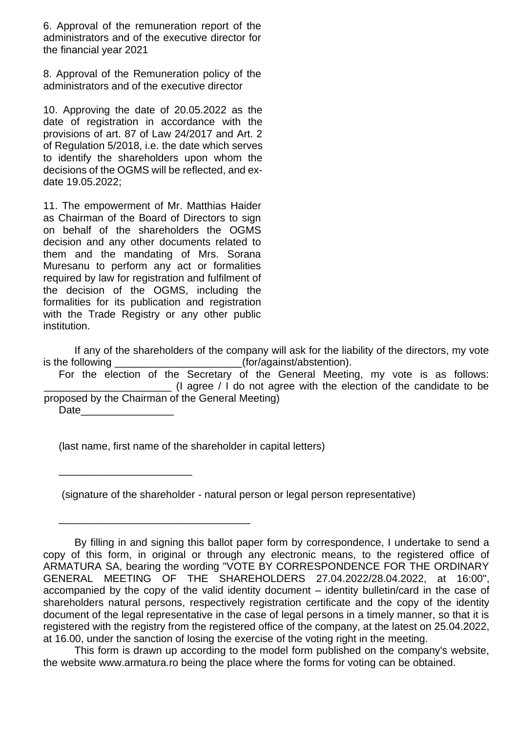6. Approval of the remuneration report of the administrators and of the executive director for the financial year 2021

8. Approval of the Remuneration policy of the administrators and of the executive director

10. Approving the date of 20.05.2022 as the date of registration in accordance with the provisions of art. 87 of Law 24/2017 and Art. 2 of Regulation 5/2018, i.e. the date which serves to identify the shareholders upon whom the decisions of the OGMS will be reflected, and ex-date 19.05.2022;

11. The empowerment of Mr. Matthias Haider as Chairman of the Board of Directors to sign on behalf of the shareholders the OGMS decision and any other documents related to them and the mandating of Mrs. Sorana Muresanu to perform any act or formalities required by law for registration and fulfilment of the decision of the OGMS, including the formalities for its publication and registration with the Trade Registry or any other public institution.

If any of the shareholders of the company will ask for the liability of the directors, my vote is the following ______________________(for/against/abstention).

For the election of the Secretary of the General Meeting, my vote is as follows: ______________________ (I agree / I do not agree with the election of the candidate to be proposed by the Chairman of the General Meeting)

Date________________

(last name, first name of the shareholder in capital letters)

_______________________

(signature of the shareholder - natural person or legal person representative)

_________________________________

By filling in and signing this ballot paper form by correspondence, I undertake to send a copy of this form, in original or through any electronic means, to the registered office of ARMATURA SA, bearing the wording "VOTE BY CORRESPONDENCE FOR THE ORDINARY GENERAL MEETING OF THE SHAREHOLDERS 27.04.2022/28.04.2022, at 16:00", accompanied by the copy of the valid identity document – identity bulletin/card in the case of shareholders natural persons, respectively registration certificate and the copy of the identity document of the legal representative in the case of legal persons in a timely manner, so that it is registered with the registry from the registered office of the company, at the latest on 25.04.2022, at 16.00, under the sanction of losing the exercise of the voting right in the meeting.

This form is drawn up according to the model form published on the company's website, the website www.armatura.ro being the place where the forms for voting can be obtained.